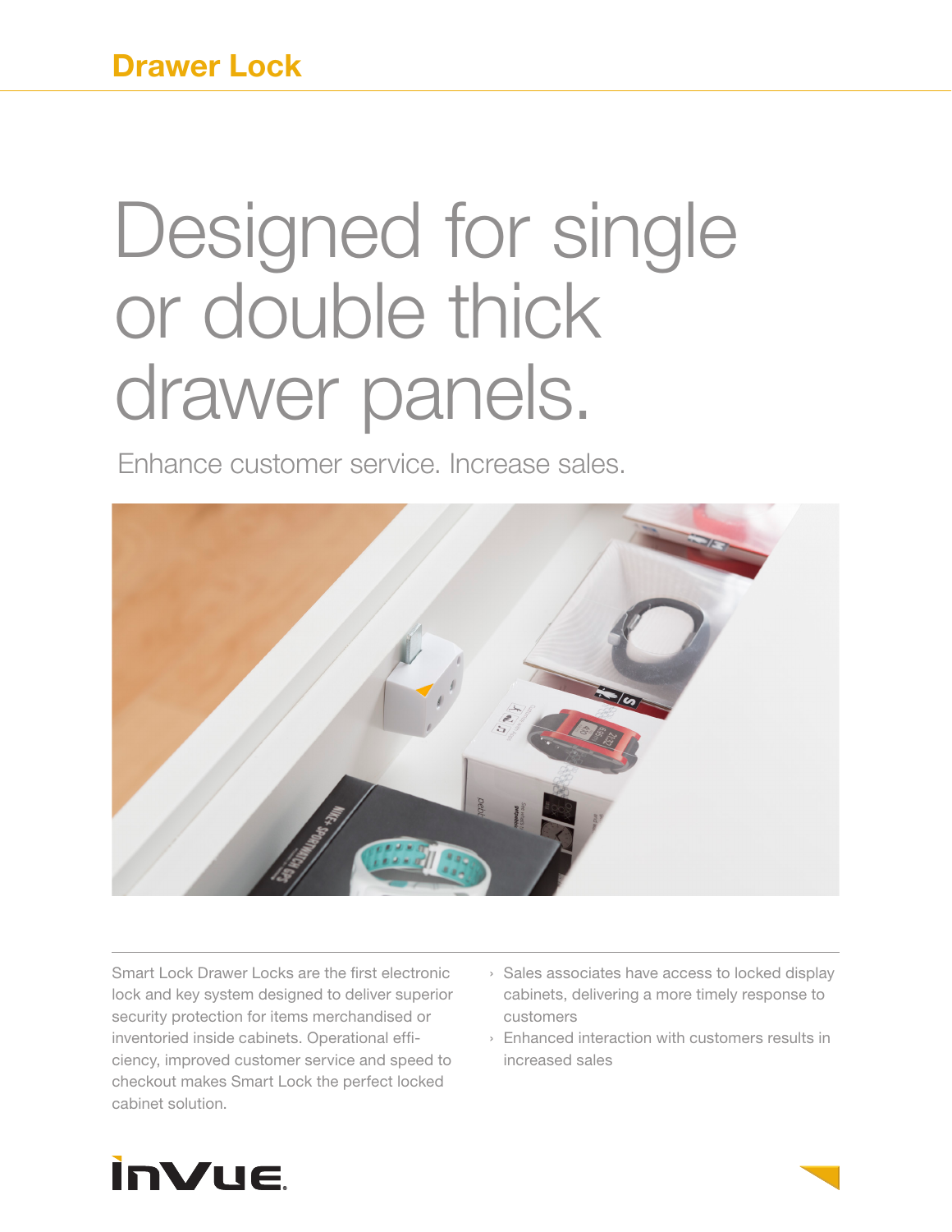## Drawer Lock

# Designed for single or double thick drawer panels.

Enhance customer service. Increase sales.

Smart Lock Drawer Locks are the first electronic lock and key system designed to deliver superior security protection for items merchandised or inventoried inside cabinets. Operational efficiency, improved customer service and speed to checkout makes Smart Lock the perfect locked cabinet solution.

- Sales associates have access to locked display cabinets, delivering a more timely response to customers
- Enhanced interaction with customers results in increased sales

InVue.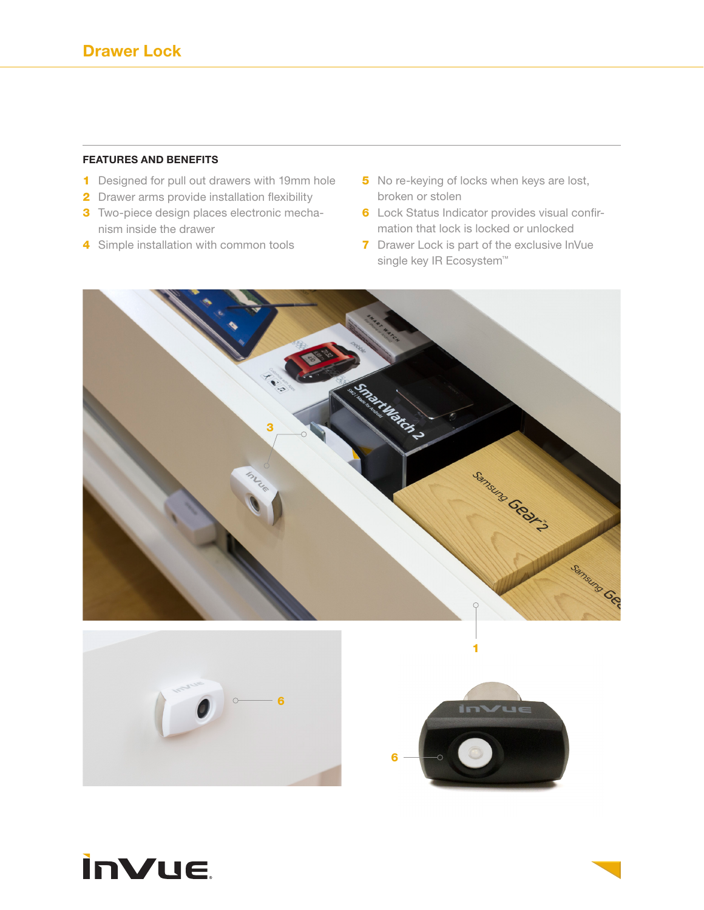# Drawer Lock

## FEATURES AND BENEFITS

1. Designed for pull out drawers with 19mm hole
2. Drawer arms provide installation flexibility
3. Two-piece design places electronic mechanism inside the drawer
4. Simple installation with common tools
5. No re-keying of locks when keys are lost, broken or stolen
6. Lock Status Indicator provides visual confirmation that lock is locked or unlocked
7. Drawer Lock is part of the exclusive InVue single key IR Ecosystem™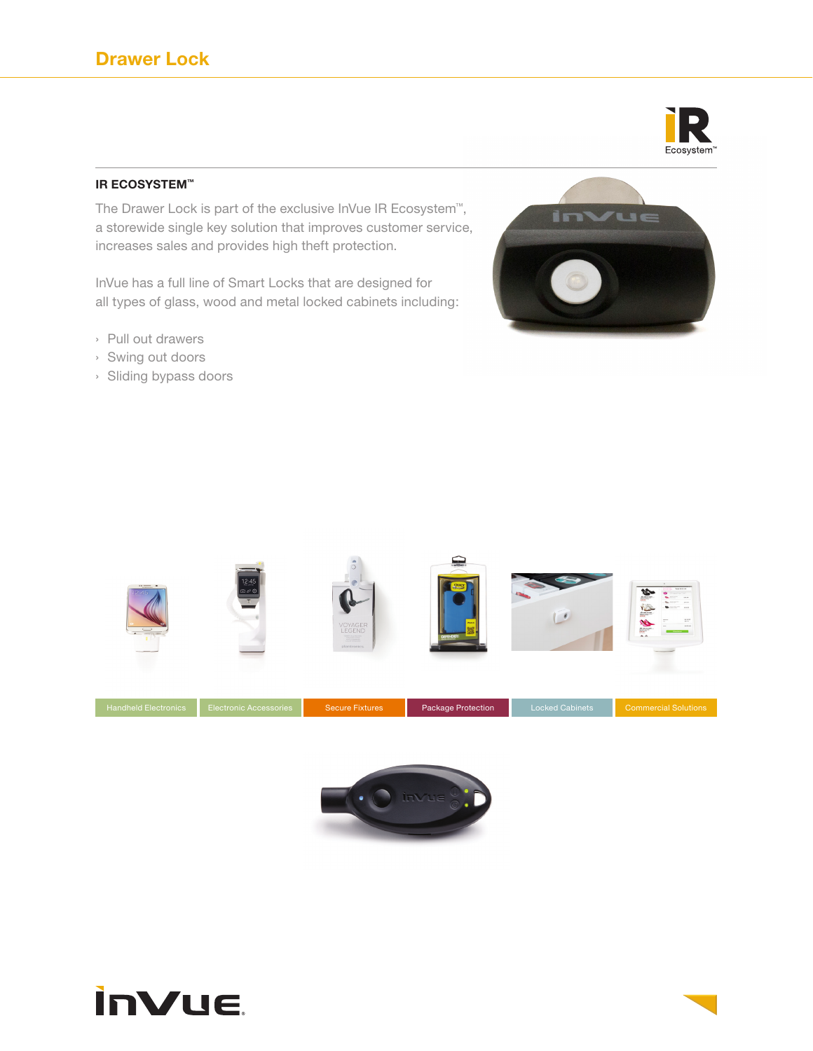# Drawer Lock

## IR ECOSYSTEM™

The Drawer Lock is part of the exclusive InVue IR Ecosystem™, a storewide single key solution that improves customer service, increases sales and provides high theft protection.

InVue has a full line of Smart Locks that are designed for all types of glass, wood and metal locked cabinets including:

- Pull out drawers
- Swing out doors
- Sliding bypass doors

Handheld Electronics | Electronic Accessories | Secure Fixtures | Package Protection | Locked Cabinets | Commercial Solutions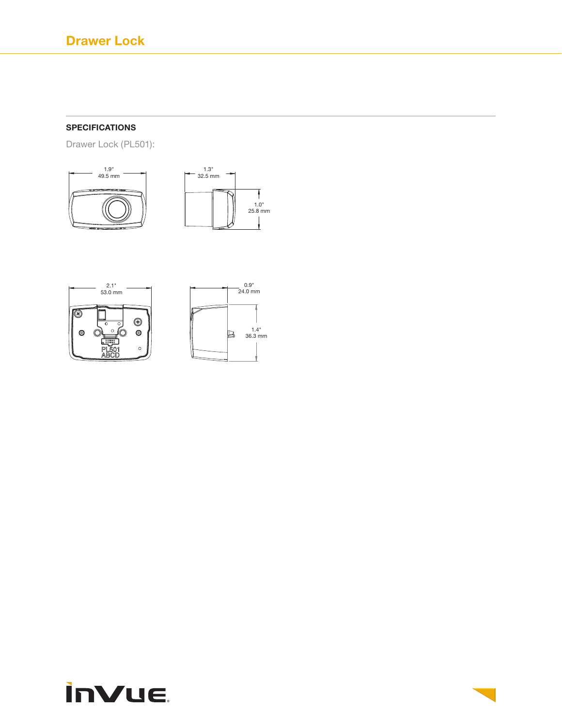## SPECIFICATIONS

Drawer Lock (PL501):

1.9"
49.5 mm

1.3"
32.5 mm

1.0"
25.8 mm

2.1"
53.0 mm

PL501
ABCD

0.9"
24.0 mm

1.4"
36.3 mm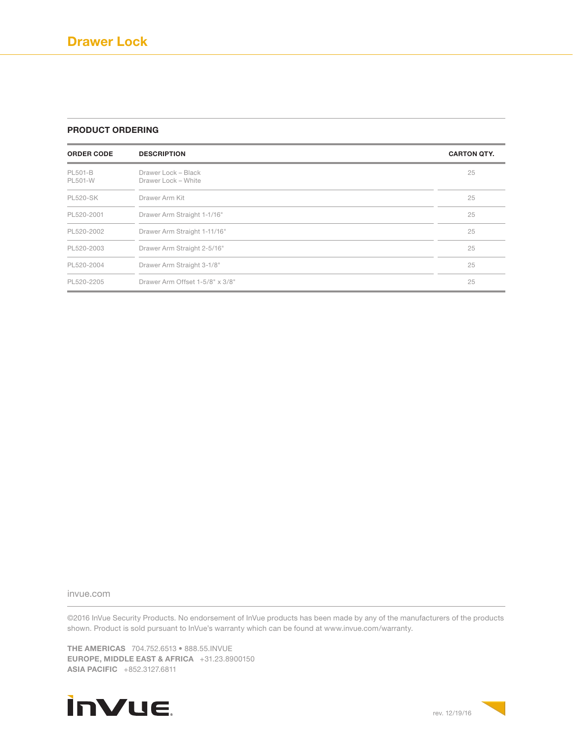# Drawer Lock

## PRODUCT ORDERING

| ORDER CODE | DESCRIPTION | CARTON QTY. |
| --- | --- | --- |
| PL501-B<br>PL501-W | Drawer Lock – Black<br>Drawer Lock – White | 25 |
| PL520-SK | Drawer Arm Kit | 25 |
| PL520-2001 | Drawer Arm Straight 1-1/16" | 25 |
| PL520-2002 | Drawer Arm Straight 1-11/16" | 25 |
| PL520-2003 | Drawer Arm Straight 2-5/16" | 25 |
| PL520-2004 | Drawer Arm Straight 3-1/8" | 25 |
| PL520-2205 | Drawer Arm Offset 1-5/8" x 3/8" | 25 |

invue.com

©2016 InVue Security Products. No endorsement of InVue products has been made by any of the manufacturers of the products shown. Product is sold pursuant to InVue's warranty which can be found at www.invue.com/warranty.

**THE AMERICAS** 704.752.6513 • 888.55.INVUE
**EUROPE, MIDDLE EAST & AFRICA** +31.23.8900150
**ASIA PACIFIC** +852.3127.6811

InVue

rev. 12/19/16